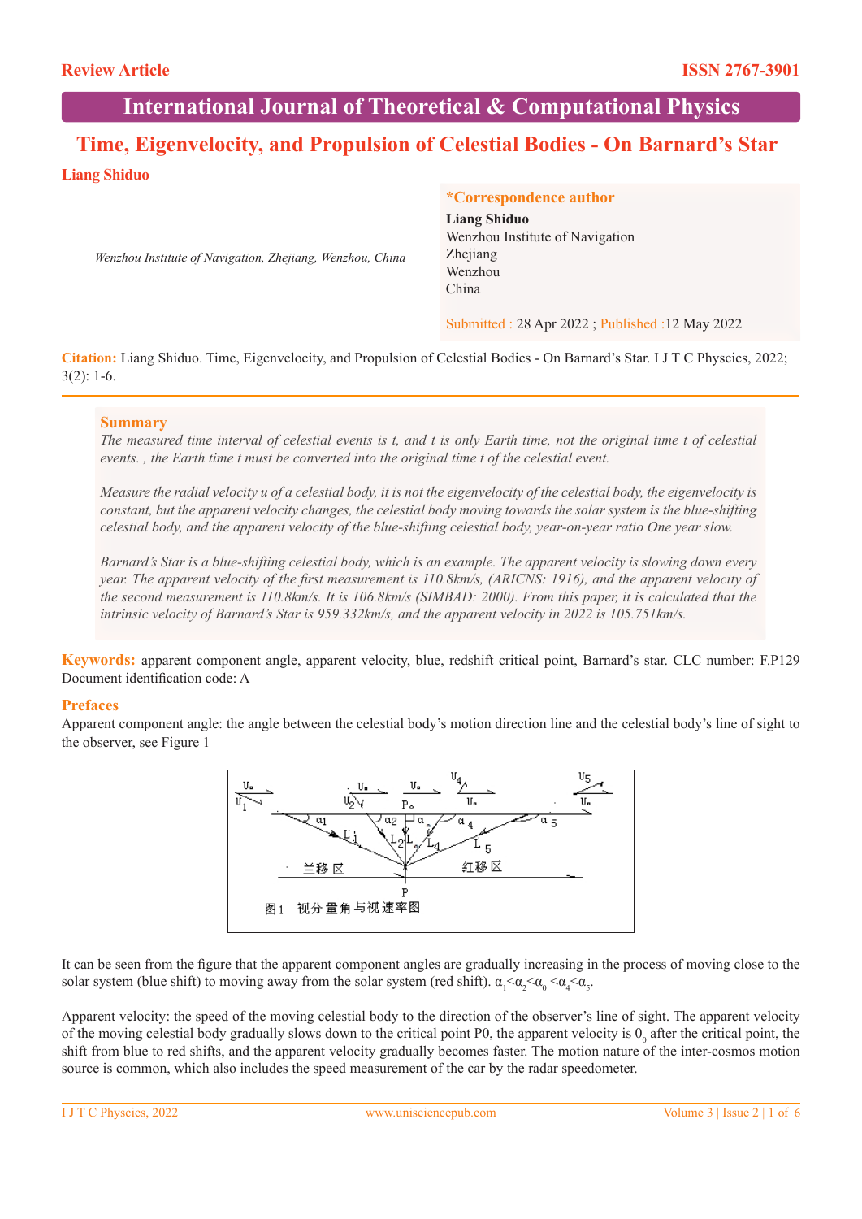Review Article

ISSN 2767-3901

# International Journal of Theoretical & Computational Physics

## Time, Eigenvelocity, and Propulsion of Celestial Bodies - On Barnard's Star

**Liang Shiduo**

*Wenzhou Institute of Navigation, Zhejiang, Wenzhou, China*

**\*Correspondence author**
**Liang Shiduo**
Wenzhou Institute of Navigation
Zhejiang
Wenzhou
China

Submitted : 28 Apr 2022 ; Published :12 May 2022

**Citation:** Liang Shiduo. Time, Eigenvelocity, and Propulsion of Celestial Bodies - On Barnard's Star. I J T C Physcics, 2022; 3(2): 1-6.

### Summary

*The measured time interval of celestial events is t, and t is only Earth time, not the original time t of celestial events. , the Earth time t must be converted into the original time t of the celestial event.*

*Measure the radial velocity u of a celestial body, it is not the eigenvelocity of the celestial body, the eigenvelocity is constant, but the apparent velocity changes, the celestial body moving towards the solar system is the blue-shifting celestial body, and the apparent velocity of the blue-shifting celestial body, year-on-year ratio One year slow.*

*Barnard's Star is a blue-shifting celestial body, which is an example. The apparent velocity is slowing down every year. The apparent velocity of the first measurement is 110.8km/s, (ARICNS: 1916), and the apparent velocity of the second measurement is 110.8km/s. It is 106.8km/s (SIMBAD: 2000). From this paper, it is calculated that the intrinsic velocity of Barnard's Star is 959.332km/s, and the apparent velocity in 2022 is 105.751km/s.*

**Keywords:** apparent component angle, apparent velocity, blue, redshift critical point, Barnard's star. CLC number: F.P129 Document identification code: A

### Prefaces

Apparent component angle: the angle between the celestial body's motion direction line and the celestial body's line of sight to the observer, see Figure 1

图1 视分量角与视速率图

It can be seen from the figure that the apparent component angles are gradually increasing in the process of moving close to the solar system (blue shift) to moving away from the solar system (red shift). $\alpha_1<\alpha_2<\alpha_0<\alpha_4<\alpha_5$.

Apparent velocity: the speed of the moving celestial body to the direction of the observer's line of sight. The apparent velocity of the moving celestial body gradually slows down to the critical point P0, the apparent velocity is $0_0$ after the critical point, the shift from blue to red shifts, and the apparent velocity gradually becomes faster. The motion nature of the inter-cosmos motion source is common, which also includes the speed measurement of the car by the radar speedometer.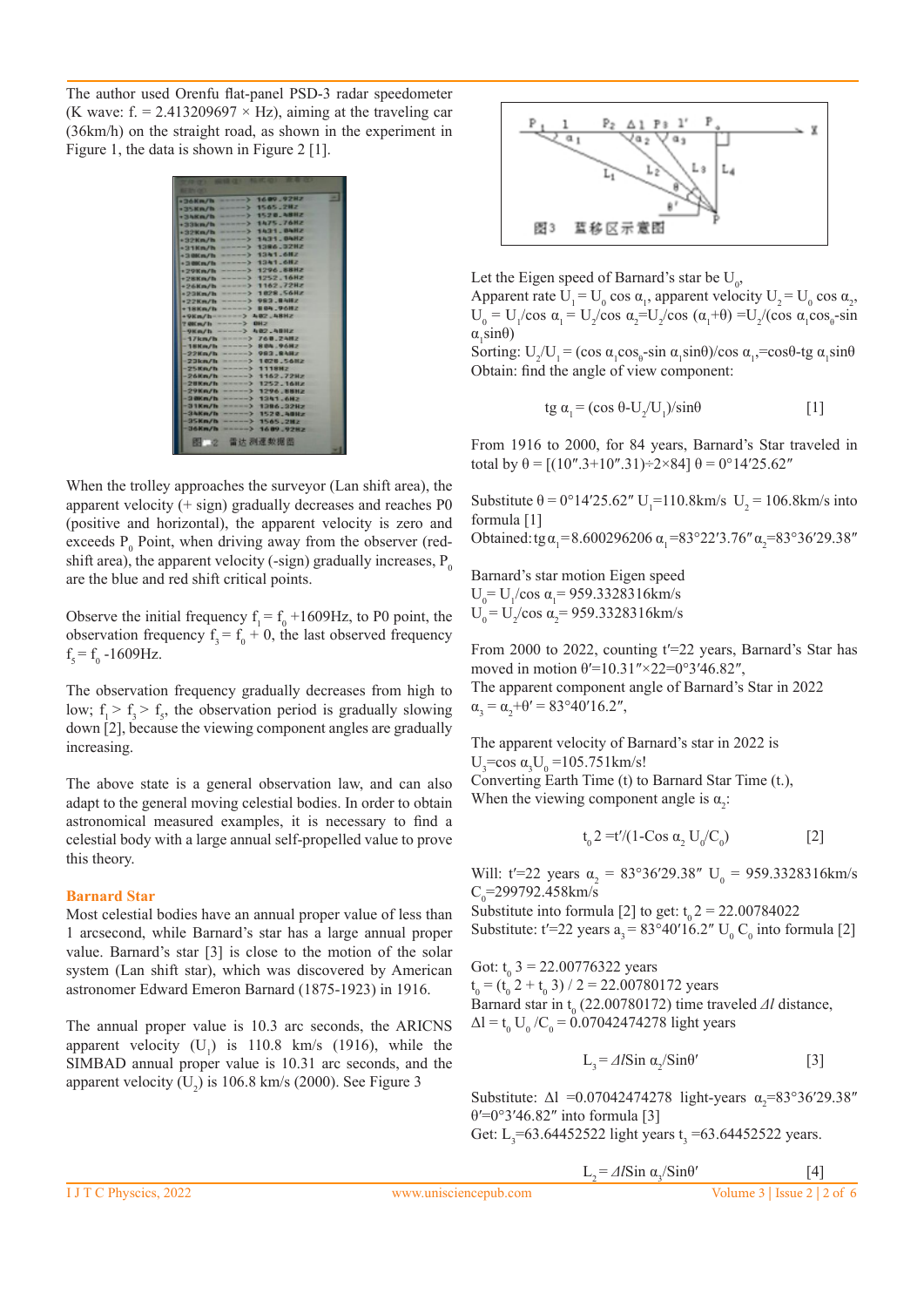The author used Orenfu flat-panel PSD-3 radar speedometer (K wave: f. = 2.413209697 × Hz), aiming at the traveling car (36km/h) on the straight road, as shown in the experiment in Figure 1, the data is shown in Figure 2 [1].

When the trolley approaches the surveyor (Lan shift area), the apparent velocity (+ sign) gradually decreases and reaches P0 (positive and horizontal), the apparent velocity is zero and exceeds $P_0$ Point, when driving away from the observer (red-shift area), the apparent velocity (-sign) gradually increases, $P_0$ are the blue and red shift critical points.

Observe the initial frequency $f_1 = f_0 +1609$Hz, to P0 point, the observation frequency $f_3 = f_0 + 0$, the last observed frequency $f_5 = f_0 -1609$Hz.

The observation frequency gradually decreases from high to low; $f_1 > f_3 > f_5$, the observation period is gradually slowing down [2], because the viewing component angles are gradually increasing.

The above state is a general observation law, and can also adapt to the general moving celestial bodies. In order to obtain astronomical measured examples, it is necessary to find a celestial body with a large annual self-propelled value to prove this theory.

## Barnard Star

Most celestial bodies have an annual proper value of less than 1 arcsecond, while Barnard's star has a large annual proper value. Barnard's star [3] is close to the motion of the solar system (Lan shift star), which was discovered by American astronomer Edward Emeron Barnard (1875-1923) in 1916.

The annual proper value is 10.3 arc seconds, the ARICNS apparent velocity ($U_1$) is 110.8 km/s (1916), while the SIMBAD annual proper value is 10.31 arc seconds, and the apparent velocity ($U_2$) is 106.8 km/s (2000). See Figure 3

Let the Eigen speed of Barnard's star be $U_0$,

Apparent rate $U_1 = U_0 \cos \alpha_1$, apparent velocity $U_2 = U_0 \cos \alpha_2$,

$U_0 = U_1/\cos \alpha_1 = U_2/\cos \alpha_2 = U_2/\cos (\alpha_1+\theta) = U_2/(\cos \alpha_1 \cos_0 - \sin \alpha_1 \sin\theta)$

Sorting: $U_2/U_1 = (\cos \alpha_1 \cos_0 - \sin \alpha_1 \sin\theta)/\cos \alpha_1 = \cos\theta - \text{tg}\ \alpha_1 \sin\theta$

Obtain: find the angle of view component:

$$\text{tg}\ \alpha_1 = (\cos \theta - U_2/U_1)/\sin\theta \qquad [1]$$

From 1916 to 2000, for 84 years, Barnard's Star traveled in total by θ = [(10″.3+10″.31)÷2×84] θ = 0°14′25.62″

Substitute θ = 0°14′25.62″ $U_1$=110.8km/s $U_2$ = 106.8km/s into formula [1]

Obtained: $\text{tg}\,\alpha_1$=8.600296206 $\alpha_1$=83°22′3.76″ $\alpha_2$=83°36′29.38″

Barnard's star motion Eigen speed

$U_0 = U_1/\cos \alpha_1$ = 959.3328316km/s

$U_0 = U_2/\cos \alpha_2$ = 959.3328316km/s

From 2000 to 2022, counting t′=22 years, Barnard's Star has moved in motion θ′=10.31″×22=0°3′46.82″,

The apparent component angle of Barnard's Star in 2022

$\alpha_3 = \alpha_2 + \theta'$ = 83°40′16.2″,

The apparent velocity of Barnard's star in 2022 is

$U_3 = \cos \alpha_3 U_0$ =105.751km/s!

Converting Earth Time (t) to Barnard Star Time (t.),

When the viewing component angle is $\alpha_2$:

$$t_0 2 = t'/(1 - \cos \alpha_2\ U_0/C_0) \qquad [2]$$

Will: t′=22 years $\alpha_2$ = 83°36′29.38″ $U_0$ = 959.3328316km/s $C_0$=299792.458km/s

Substitute into formula [2] to get: $t_0 2$ = 22.00784022

Substitute: t′=22 years $a_3$ = 83°40′16.2″ $U_0$ $C_0$ into formula [2]

Got: $t_0 3$ = 22.00776322 years

$t_0 = (t_0 2 + t_0 3) / 2$ = 22.00780172 years

Barnard star in $t_0$ (22.00780172) time traveled *Δl* distance,

$\Delta l = t_0 U_0 / C_0$ = 0.07042474278 light years

$$L_3 = \Delta l / \sin \alpha_2 / \sin\theta' \qquad [3]$$

Substitute: Δl =0.07042474278 light-years $\alpha_2$=83°36′29.38″ θ′=0°3′46.82″ into formula [3]

Get: $L_3$=63.64452522 light years $t_3$ =63.64452522 years.

$$L_2 = \Delta l / \sin \alpha_3 / \sin\theta' \qquad [4]$$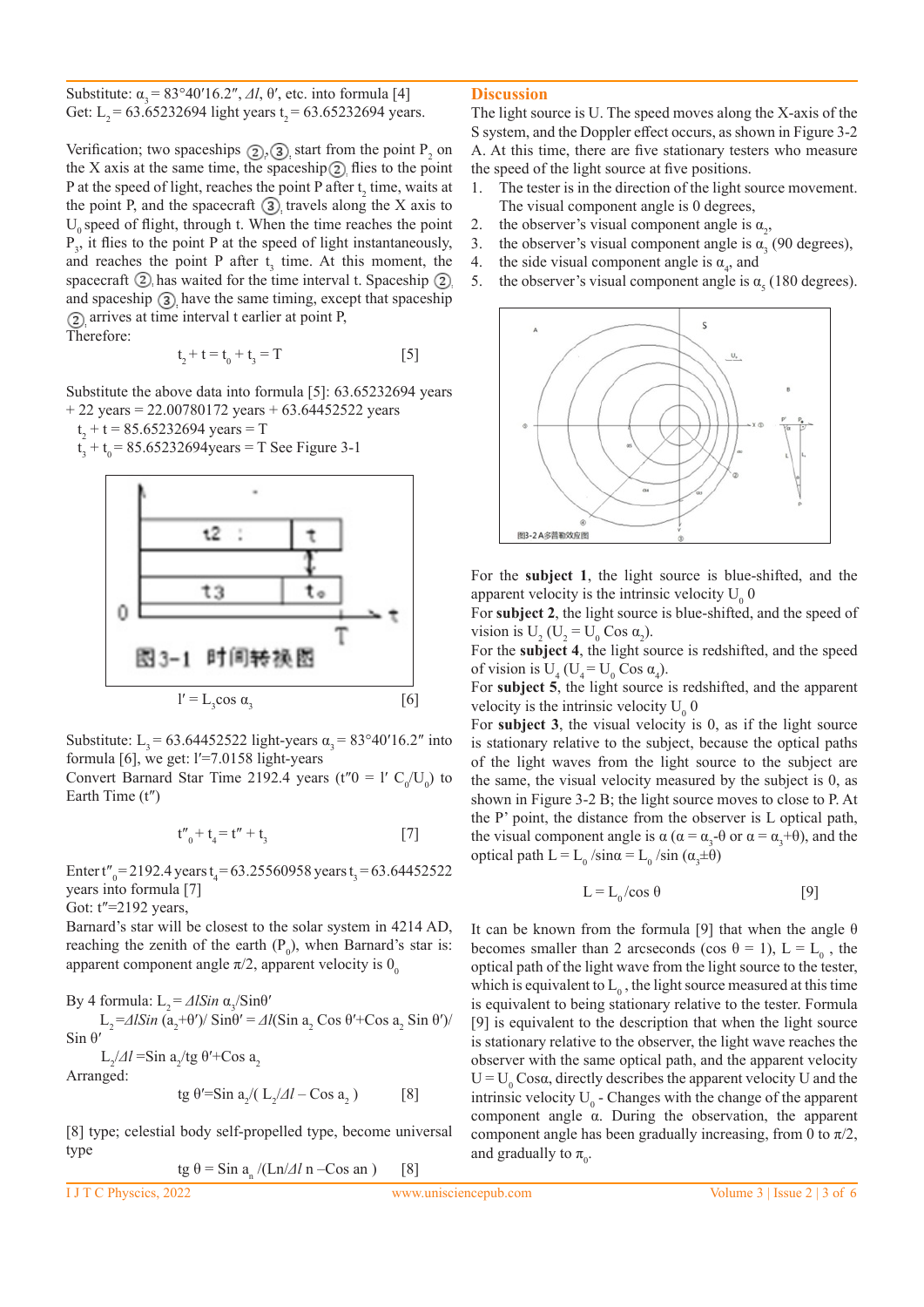Substitute: $\alpha_3 = 83°40'16.2''$, $\Delta l$, $\theta'$, etc. into formula [4]
Get: $L_2 = 63.65232694$ light years $t_2 = 63.65232694$ years.

Verification; two spaceships ②, ③ start from the point $P_2$ on the X axis at the same time, the spaceship ② flies to the point P at the speed of light, reaches the point P after $t_2$ time, waits at the point P, and the spacecraft ③ travels along the X axis to $U_0$ speed of flight, through t. When the time reaches the point $P_3$, it flies to the point P at the speed of light instantaneously, and reaches the point P after $t_3$ time. At this moment, the spacecraft ② has waited for the time interval t. Spaceship ② and spaceship ③ have the same timing, except that spaceship ② arrives at time interval t earlier at point P,
Therefore:

$$t_2 + t = t_0 + t_3 = T \qquad [5]$$

Substitute the above data into formula [5]: 63.65232694 years + 22 years = 22.00780172 years + 63.64452522 years
$t_2 + t = 85.65232694$ years = T
$t_3 + t_0 = 85.65232694$years = T See Figure 3-1

图3-1 时间转换图

$$l' = L_3 \cos \alpha_3 \qquad [6]$$

Substitute: $L_3 = 63.64452522$ light-years $\alpha_3 = 83°40'16.2''$ into formula [6], we get: $l'$=7.0158 light-years
Convert Barnard Star Time 2192.4 years ($t''0 = l'\ C_0/U_0$) to Earth Time ($t''$)

$$t''_0 + t_4 = t'' + t_3 \qquad [7]$$

Enter $t''_0$=2192.4 years $t_4$=63.25560958 years $t_3$=63.64452522 years into formula [7]
Got: $t''$=2192 years,
Barnard's star will be closest to the solar system in 4214 AD, reaching the zenith of the earth ($P_0$), when Barnard's star is: apparent component angle $\pi/2$, apparent velocity is $0_0$

By 4 formula: $L_2 = \Delta l \sin \alpha_3 / \sin\theta'$
$L_2 = \Delta l \sin(a_2+\theta')/ \sin\theta' = \Delta l(\sin a_2 \cos\theta' + \cos a_2 \sin\theta')/ \sin\theta'$
$L_2/\Delta l = \sin a_2/\text{tg}\,\theta' + \cos a_2$
Arranged:

$$\text{tg}\,\theta' = \sin a_2/( L_2/\Delta l - \cos a_2 ) \qquad [8]$$

[8] type; celestial body self-propelled type, become universal type

$$\text{tg}\,\theta = \sin a_n /(L n/\Delta l\, n - \cos an ) \qquad [8]$$

## Discussion

The light source is U. The speed moves along the X-axis of the S system, and the Doppler effect occurs, as shown in Figure 3-2 A. At this time, there are five stationary testers who measure the speed of the light source at five positions.

1. The tester is in the direction of the light source movement. The visual component angle is 0 degrees,
2. the observer's visual component angle is $\alpha_2$,
3. the observer's visual component angle is $\alpha_3$ (90 degrees),
4. the side visual component angle is $\alpha_4$, and
5. the observer's visual component angle is $\alpha_5$ (180 degrees).

图3-2 A多普勒效应图

For the **subject 1**, the light source is blue-shifted, and the apparent velocity is the intrinsic velocity $U_0$ 0
For **subject 2**, the light source is blue-shifted, and the speed of vision is $U_2$ ($U_2 = U_0 \cos \alpha_2$).
For the **subject 4**, the light source is redshifted, and the speed of vision is $U_4$ ($U_4 = U_0 \cos \alpha_4$).
For **subject 5**, the light source is redshifted, and the apparent velocity is the intrinsic velocity $U_0$ 0
For **subject 3**, the visual velocity is 0, as if the light source is stationary relative to the subject, because the optical paths of the light waves from the light source to the subject are the same, the visual velocity measured by the subject is 0, as shown in Figure 3-2 B; the light source moves to close to P. At the P' point, the distance from the observer is L optical path, the visual component angle is $\alpha$ ($\alpha = \alpha_3 - \theta$ or $\alpha = \alpha_3 + \theta$), and the optical path $L = L_0/\sin\alpha = L_0/\sin(\alpha_3 \pm \theta)$

$$L = L_0/\cos\theta \qquad [9]$$

It can be known from the formula [9] that when the angle $\theta$ becomes smaller than 2 arcseconds ($\cos\theta = 1$), $L = L_0$, the optical path of the light wave from the light source to the tester, which is equivalent to $L_0$, the light source measured at this time is equivalent to being stationary relative to the tester. Formula [9] is equivalent to the description that when the light source is stationary relative to the observer, the light wave reaches the observer with the same optical path, and the apparent velocity $U = U_0 \cos\alpha$, directly describes the apparent velocity U and the intrinsic velocity $U_0$ - Changes with the change of the apparent component angle $\alpha$. During the observation, the apparent component angle has been gradually increasing, from 0 to $\pi/2$, and gradually to $\pi_0$.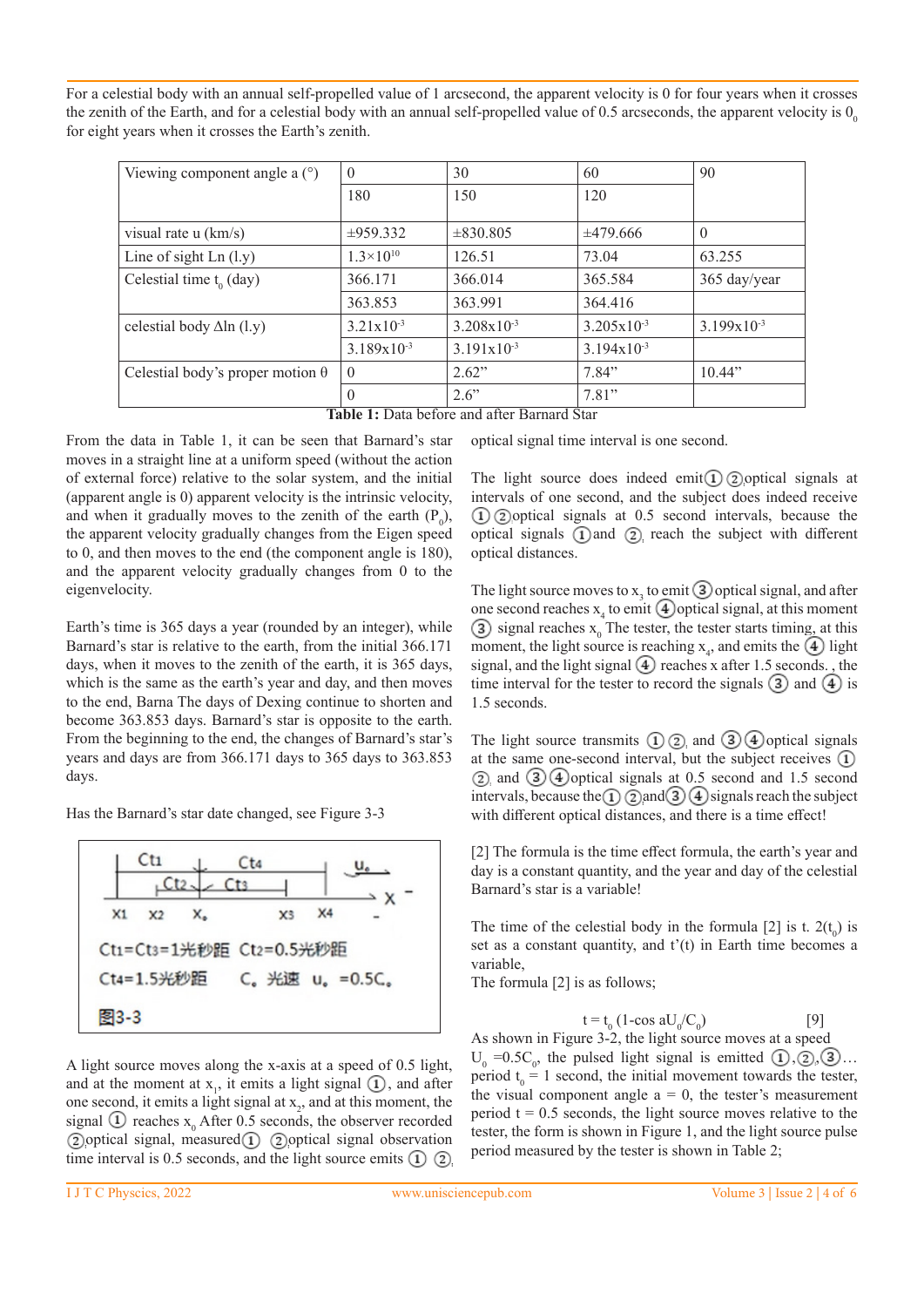For a celestial body with an annual self-propelled value of 1 arcsecond, the apparent velocity is 0 for four years when it crosses the zenith of the Earth, and for a celestial body with an annual self-propelled value of 0.5 arcseconds, the apparent velocity is $0_0$ for eight years when it crosses the Earth's zenith.

| Viewing component angle a (°) | 0 | 30 | 60 | 90 |
|---|---|---|---|---|
| | 180 | 150 | 120 | |
| visual rate u (km/s) | ±959.332 | ±830.805 | ±479.666 | 0 |
| Line of sight Ln (l.y) | $1.3\times10^{10}$ | 126.51 | 73.04 | 63.255 |
| Celestial time $t_0$ (day) | 366.171 | 366.014 | 365.584 | 365 day/year |
| | 363.853 | 363.991 | 364.416 | |
| celestial body Δln (l.y) | $3.21\times10^{-3}$ | $3.208\times10^{-3}$ | $3.205\times10^{-3}$ | $3.199\times10^{-3}$ |
| | $3.189\times10^{-3}$ | $3.191\times10^{-3}$ | $3.194\times10^{-3}$ | |
| Celestial body's proper motion θ | 0 | 2.62" | 7.84" | 10.44" |
| | 0 | 2.6" | 7.81" | |

**Table 1:** Data before and after Barnard Star

From the data in Table 1, it can be seen that Barnard's star moves in a straight line at a uniform speed (without the action of external force) relative to the solar system, and the initial (apparent angle is 0) apparent velocity is the intrinsic velocity, and when it gradually moves to the zenith of the earth ($P_0$), the apparent velocity gradually changes from the Eigen speed to 0, and then moves to the end (the component angle is 180), and the apparent velocity gradually changes from 0 to the eigenvelocity.

Earth's time is 365 days a year (rounded by an integer), while Barnard's star is relative to the earth, from the initial 366.171 days, when it moves to the zenith of the earth, it is 365 days, which is the same as the earth's year and day, and then moves to the end, Barna The days of Dexing continue to shorten and become 363.853 days. Barnard's star is opposite to the earth. From the beginning to the end, the changes of Barnard's star's years and days are from 366.171 days to 365 days to 363.853 days.

Has the Barnard's star date changed, see Figure 3-3

Ct1=Ct3=1光秒距 Ct2=0.5光秒距

Ct4=1.5光秒距 $C_0$ 光速 $u_0$ =0.5$C_0$

图3-3

A light source moves along the x-axis at a speed of 0.5 light, and at the moment at $x_1$, it emits a light signal ①, and after one second, it emits a light signal at $x_2$, and at this moment, the signal ① reaches $x_0$ After 0.5 seconds, the observer recorded ②optical signal, measured① ②optical signal observation time interval is 0.5 seconds, and the light source emits ① ②optical signal time interval is one second.

The light source does indeed emit① ②optical signals at intervals of one second, and the subject does indeed receive ① ②optical signals at 0.5 second intervals, because the optical signals ①and ② reach the subject with different optical distances.

The light source moves to $x_3$ to emit ③optical signal, and after one second reaches $x_4$ to emit ④optical signal, at this moment ③ signal reaches $x_0$ The tester, the tester starts timing, at this moment, the light source is reaching $x_4$, and emits the ④ light signal, and the light signal ④ reaches x after 1.5 seconds. , the time interval for the tester to record the signals ③ and ④ is 1.5 seconds.

The light source transmits ① ②, and ③ ④optical signals at the same one-second interval, but the subject receives ① ②, and ③ ④optical signals at 0.5 second and 1.5 second intervals, because the① ②and③ ④signals reach the subject with different optical distances, and there is a time effect!

[2] The formula is the time effect formula, the earth's year and day is a constant quantity, and the year and day of the celestial Barnard's star is a variable!

The time of the celestial body in the formula [2] is t. $2(t_0)$ is set as a constant quantity, and t'(t) in Earth time becomes a variable,

The formula [2] is as follows;

$$t = t_0\,(1 - \cos aU_0/C_0) \qquad [9]$$

As shown in Figure 3-2, the light source moves at a speed $U_0 = 0.5C_0$, the pulsed light signal is emitted ①,②,③… period $t_0 = 1$ second, the initial movement towards the tester, the visual component angle a = 0, the tester's measurement period t = 0.5 seconds, the light source moves relative to the tester, the form is shown in Figure 1, and the light source pulse period measured by the tester is shown in Table 2;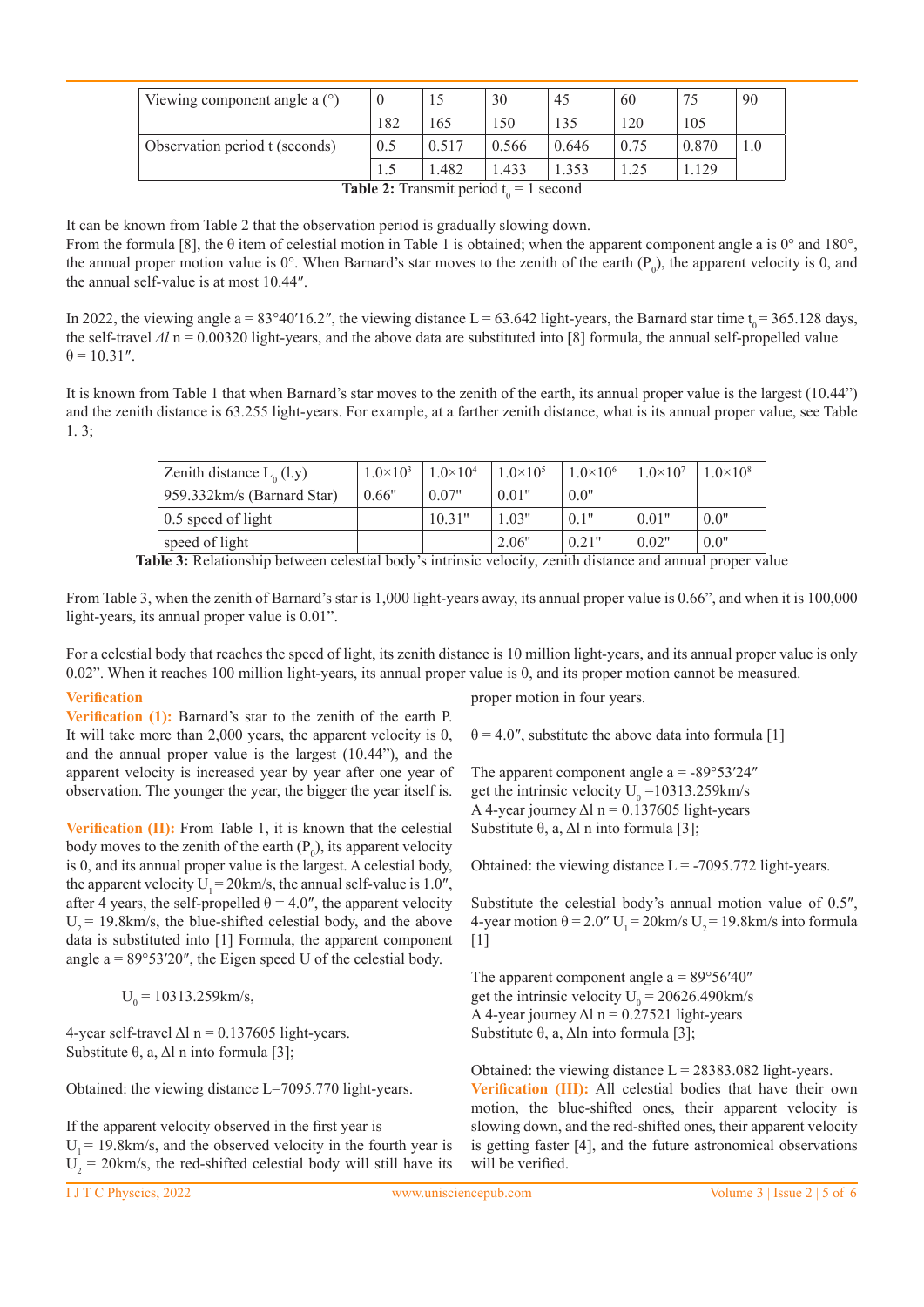| Viewing component angle a (°) | 0 | 15 | 30 | 45 | 60 | 75 | 90 |
|---|---|---|---|---|---|---|---|
| | 182 | 165 | 150 | 135 | 120 | 105 | |
| Observation period t (seconds) | 0.5 | 0.517 | 0.566 | 0.646 | 0.75 | 0.870 | 1.0 |
| | 1.5 | 1.482 | 1.433 | 1.353 | 1.25 | 1.129 | |

**Table 2:** Transmit period $t_0$ = 1 second

It can be known from Table 2 that the observation period is gradually slowing down.
From the formula [8], the θ item of celestial motion in Table 1 is obtained; when the apparent component angle a is 0° and 180°, the annual proper motion value is 0°. When Barnard's star moves to the zenith of the earth ($P_0$), the apparent velocity is 0, and the annual self-value is at most 10.44″.

In 2022, the viewing angle a = 83°40′16.2″, the viewing distance L = 63.642 light-years, the Barnard star time $t_0$ = 365.128 days, the self-travel $\Delta l$ n = 0.00320 light-years, and the above data are substituted into [8] formula, the annual self-propelled value θ = 10.31″.

It is known from Table 1 that when Barnard's star moves to the zenith of the earth, its annual proper value is the largest (10.44") and the zenith distance is 63.255 light-years. For example, at a farther zenith distance, what is its annual proper value, see Table 1. 3;

| Zenith distance $L_0$ (l.y) | $1.0\times10^3$ | $1.0\times10^4$ | $1.0\times10^5$ | $1.0\times10^6$ | $1.0\times10^7$ | $1.0\times10^8$ |
|---|---|---|---|---|---|---|
| 959.332km/s (Barnard Star) | 0.66" | 0.07" | 0.01" | 0.0" | | |
| 0.5 speed of light | | 10.31" | 1.03" | 0.1" | 0.01" | 0.0" |
| speed of light | | | 2.06" | 0.21" | 0.02" | 0.0" |

**Table 3:** Relationship between celestial body's intrinsic velocity, zenith distance and annual proper value

From Table 3, when the zenith of Barnard's star is 1,000 light-years away, its annual proper value is 0.66", and when it is 100,000 light-years, its annual proper value is 0.01".

For a celestial body that reaches the speed of light, its zenith distance is 10 million light-years, and its annual proper value is only 0.02". When it reaches 100 million light-years, its annual proper value is 0, and its proper motion cannot be measured.

## Verification

**Verification (1):** Barnard's star to the zenith of the earth P. It will take more than 2,000 years, the apparent velocity is 0, and the annual proper value is the largest (10.44"), and the apparent velocity is increased year by year after one year of observation. The younger the year, the bigger the year itself is.

**Verification (II):** From Table 1, it is known that the celestial body moves to the zenith of the earth ($P_0$), its apparent velocity is 0, and its annual proper value is the largest. A celestial body, the apparent velocity $U_1$ = 20km/s, the annual self-value is 1.0″, after 4 years, the self-propelled θ = 4.0″, the apparent velocity $U_2$ = 19.8km/s, the blue-shifted celestial body, and the above data is substituted into [1] Formula, the apparent component angle a = 89°53′20″, the Eigen speed U of the celestial body.

$U_0$ = 10313.259km/s,

4-year self-travel Δl n = 0.137605 light-years.
Substitute θ, a, Δl n into formula [3];

Obtained: the viewing distance L=7095.770 light-years.

If the apparent velocity observed in the first year is $U_1$ = 19.8km/s, and the observed velocity in the fourth year is $U_2$ = 20km/s, the red-shifted celestial body will still have its proper motion in four years.

θ = 4.0″, substitute the above data into formula [1]

The apparent component angle a = -89°53′24″
get the intrinsic velocity $U_0$ =10313.259km/s
A 4-year journey Δl n = 0.137605 light-years
Substitute θ, a, Δl n into formula [3];

Obtained: the viewing distance L = -7095.772 light-years.

Substitute the celestial body's annual motion value of 0.5″, 4-year motion θ = 2.0″ $U_1$ = 20km/s $U_2$ = 19.8km/s into formula [1]

The apparent component angle a = 89°56′40″
get the intrinsic velocity $U_0$ = 20626.490km/s
A 4-year journey Δl n = 0.27521 light-years
Substitute θ, a, Δln into formula [3];

Obtained: the viewing distance L = 28383.082 light-years.

**Verification (III):** All celestial bodies that have their own motion, the blue-shifted ones, their apparent velocity is slowing down, and the red-shifted ones, their apparent velocity is getting faster [4], and the future astronomical observations will be verified.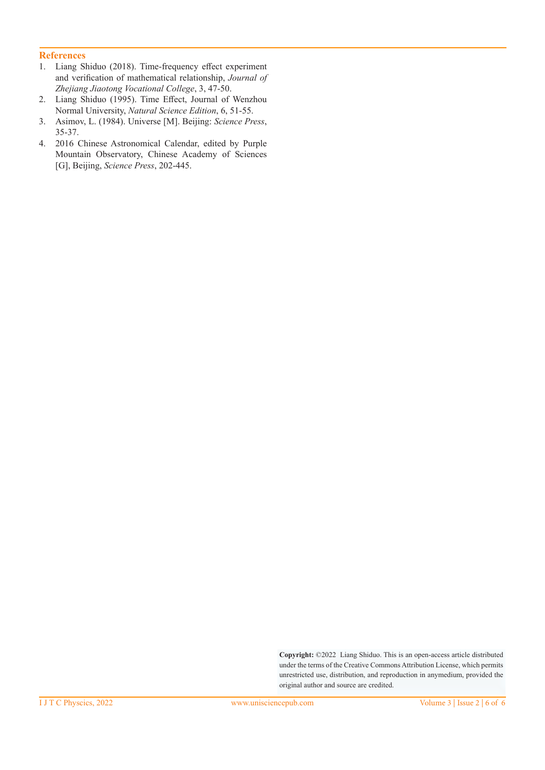## References

1. Liang Shiduo (2018). Time-frequency effect experiment and verification of mathematical relationship, *Journal of Zhejiang Jiaotong Vocational College*, 3, 47-50.
2. Liang Shiduo (1995). Time Effect, Journal of Wenzhou Normal University, *Natural Science Edition*, 6, 51-55.
3. Asimov, L. (1984). Universe [M]. Beijing: *Science Press*, 35-37.
4. 2016 Chinese Astronomical Calendar, edited by Purple Mountain Observatory, Chinese Academy of Sciences [G], Beijing, *Science Press*, 202-445.

**Copyright:** ©2022 Liang Shiduo. This is an open-access article distributed under the terms of the Creative Commons Attribution License, which permits unrestricted use, distribution, and reproduction in anymedium, provided the original author and source are credited.